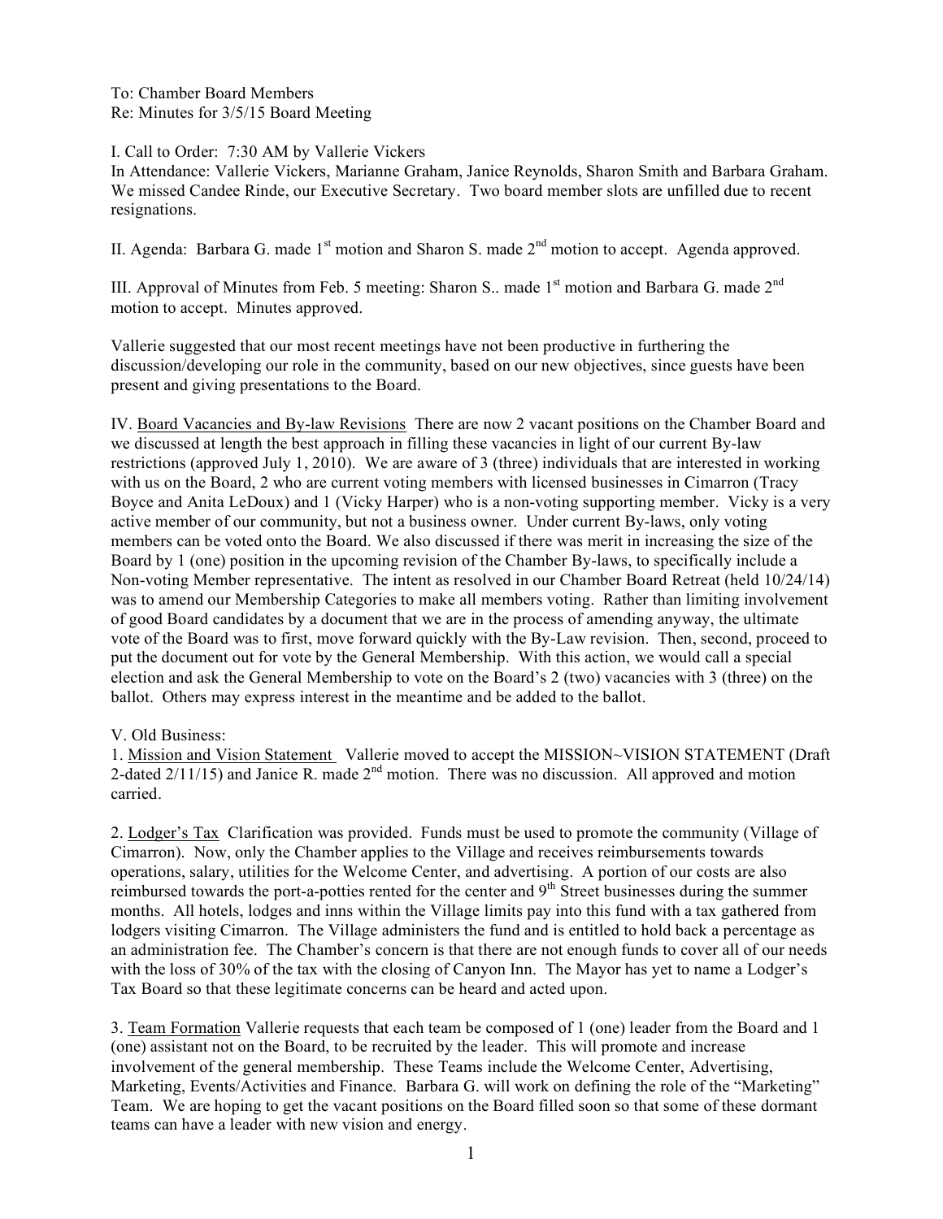To: Chamber Board Members
Re: Minutes for 3/5/15 Board Meeting

I. Call to Order: 7:30 AM by Vallerie Vickers
In Attendance: Vallerie Vickers, Marianne Graham, Janice Reynolds, Sharon Smith and Barbara Graham. We missed Candee Rinde, our Executive Secretary. Two board member slots are unfilled due to recent resignations.

II. Agenda: Barbara G. made 1st motion and Sharon S. made 2nd motion to accept. Agenda approved.

III. Approval of Minutes from Feb. 5 meeting: Sharon S.. made 1st motion and Barbara G. made 2nd motion to accept. Minutes approved.

Vallerie suggested that our most recent meetings have not been productive in furthering the discussion/developing our role in the community, based on our new objectives, since guests have been present and giving presentations to the Board.

IV. Board Vacancies and By-law Revisions There are now 2 vacant positions on the Chamber Board and we discussed at length the best approach in filling these vacancies in light of our current By-law restrictions (approved July 1, 2010). We are aware of 3 (three) individuals that are interested in working with us on the Board, 2 who are current voting members with licensed businesses in Cimarron (Tracy Boyce and Anita LeDoux) and 1 (Vicky Harper) who is a non-voting supporting member. Vicky is a very active member of our community, but not a business owner. Under current By-laws, only voting members can be voted onto the Board. We also discussed if there was merit in increasing the size of the Board by 1 (one) position in the upcoming revision of the Chamber By-laws, to specifically include a Non-voting Member representative. The intent as resolved in our Chamber Board Retreat (held 10/24/14) was to amend our Membership Categories to make all members voting. Rather than limiting involvement of good Board candidates by a document that we are in the process of amending anyway, the ultimate vote of the Board was to first, move forward quickly with the By-Law revision. Then, second, proceed to put the document out for vote by the General Membership. With this action, we would call a special election and ask the General Membership to vote on the Board's 2 (two) vacancies with 3 (three) on the ballot. Others may express interest in the meantime and be added to the ballot.

V. Old Business:

1. Mission and Vision Statement Vallerie moved to accept the MISSION~VISION STATEMENT (Draft 2-dated 2/11/15) and Janice R. made 2nd motion. There was no discussion. All approved and motion carried.

2. Lodger's Tax Clarification was provided. Funds must be used to promote the community (Village of Cimarron). Now, only the Chamber applies to the Village and receives reimbursements towards operations, salary, utilities for the Welcome Center, and advertising. A portion of our costs are also reimbursed towards the port-a-potties rented for the center and 9th Street businesses during the summer months. All hotels, lodges and inns within the Village limits pay into this fund with a tax gathered from lodgers visiting Cimarron. The Village administers the fund and is entitled to hold back a percentage as an administration fee. The Chamber's concern is that there are not enough funds to cover all of our needs with the loss of 30% of the tax with the closing of Canyon Inn. The Mayor has yet to name a Lodger's Tax Board so that these legitimate concerns can be heard and acted upon.

3. Team Formation Vallerie requests that each team be composed of 1 (one) leader from the Board and 1 (one) assistant not on the Board, to be recruited by the leader. This will promote and increase involvement of the general membership. These Teams include the Welcome Center, Advertising, Marketing, Events/Activities and Finance. Barbara G. will work on defining the role of the "Marketing" Team. We are hoping to get the vacant positions on the Board filled soon so that some of these dormant teams can have a leader with new vision and energy.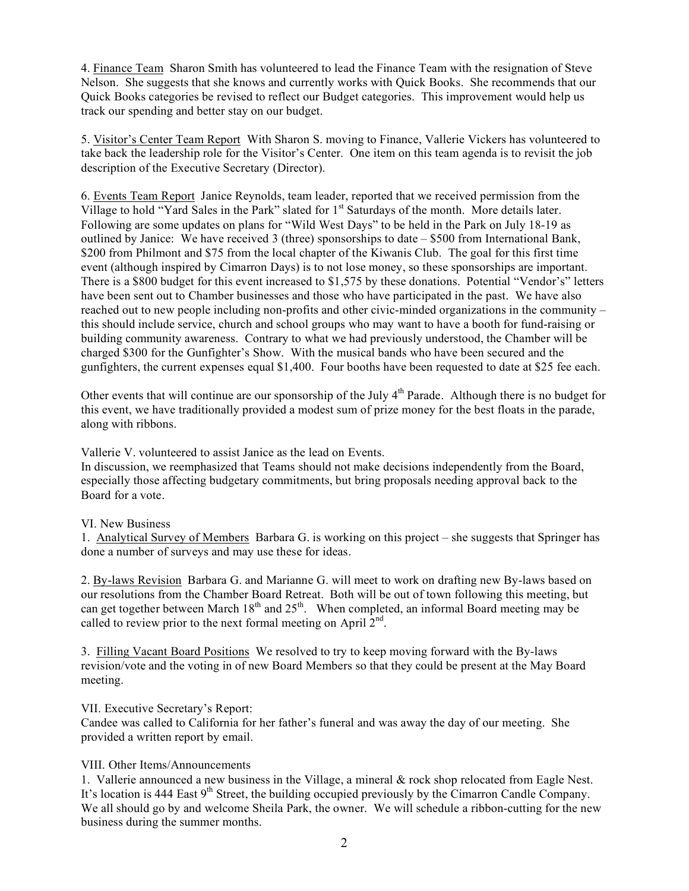4. Finance Team  Sharon Smith has volunteered to lead the Finance Team with the resignation of Steve Nelson. She suggests that she knows and currently works with Quick Books. She recommends that our Quick Books categories be revised to reflect our Budget categories. This improvement would help us track our spending and better stay on our budget.

5. Visitor's Center Team Report  With Sharon S. moving to Finance, Vallerie Vickers has volunteered to take back the leadership role for the Visitor's Center. One item on this team agenda is to revisit the job description of the Executive Secretary (Director).

6. Events Team Report  Janice Reynolds, team leader, reported that we received permission from the Village to hold "Yard Sales in the Park" slated for 1st Saturdays of the month. More details later. Following are some updates on plans for "Wild West Days" to be held in the Park on July 18-19 as outlined by Janice: We have received 3 (three) sponsorships to date – $500 from International Bank, $200 from Philmont and $75 from the local chapter of the Kiwanis Club. The goal for this first time event (although inspired by Cimarron Days) is to not lose money, so these sponsorships are important. There is a $800 budget for this event increased to $1,575 by these donations. Potential "Vendor's" letters have been sent out to Chamber businesses and those who have participated in the past. We have also reached out to new people including non-profits and other civic-minded organizations in the community – this should include service, church and school groups who may want to have a booth for fund-raising or building community awareness. Contrary to what we had previously understood, the Chamber will be charged $300 for the Gunfighter's Show. With the musical bands who have been secured and the gunfighters, the current expenses equal $1,400. Four booths have been requested to date at $25 fee each.

Other events that will continue are our sponsorship of the July 4th Parade. Although there is no budget for this event, we have traditionally provided a modest sum of prize money for the best floats in the parade, along with ribbons.

Vallerie V. volunteered to assist Janice as the lead on Events.
In discussion, we reemphasized that Teams should not make decisions independently from the Board, especially those affecting budgetary commitments, but bring proposals needing approval back to the Board for a vote.

VI. New Business

1. Analytical Survey of Members  Barbara G. is working on this project – she suggests that Springer has done a number of surveys and may use these for ideas.

2. By-laws Revision  Barbara G. and Marianne G. will meet to work on drafting new By-laws based on our resolutions from the Chamber Board Retreat. Both will be out of town following this meeting, but can get together between March 18th and 25th. When completed, an informal Board meeting may be called to review prior to the next formal meeting on April 2nd.

3. Filling Vacant Board Positions  We resolved to try to keep moving forward with the By-laws revision/vote and the voting in of new Board Members so that they could be present at the May Board meeting.

VII. Executive Secretary's Report:

Candee was called to California for her father's funeral and was away the day of our meeting. She provided a written report by email.

VIII. Other Items/Announcements

1. Vallerie announced a new business in the Village, a mineral & rock shop relocated from Eagle Nest. It's location is 444 East 9th Street, the building occupied previously by the Cimarron Candle Company. We all should go by and welcome Sheila Park, the owner. We will schedule a ribbon-cutting for the new business during the summer months.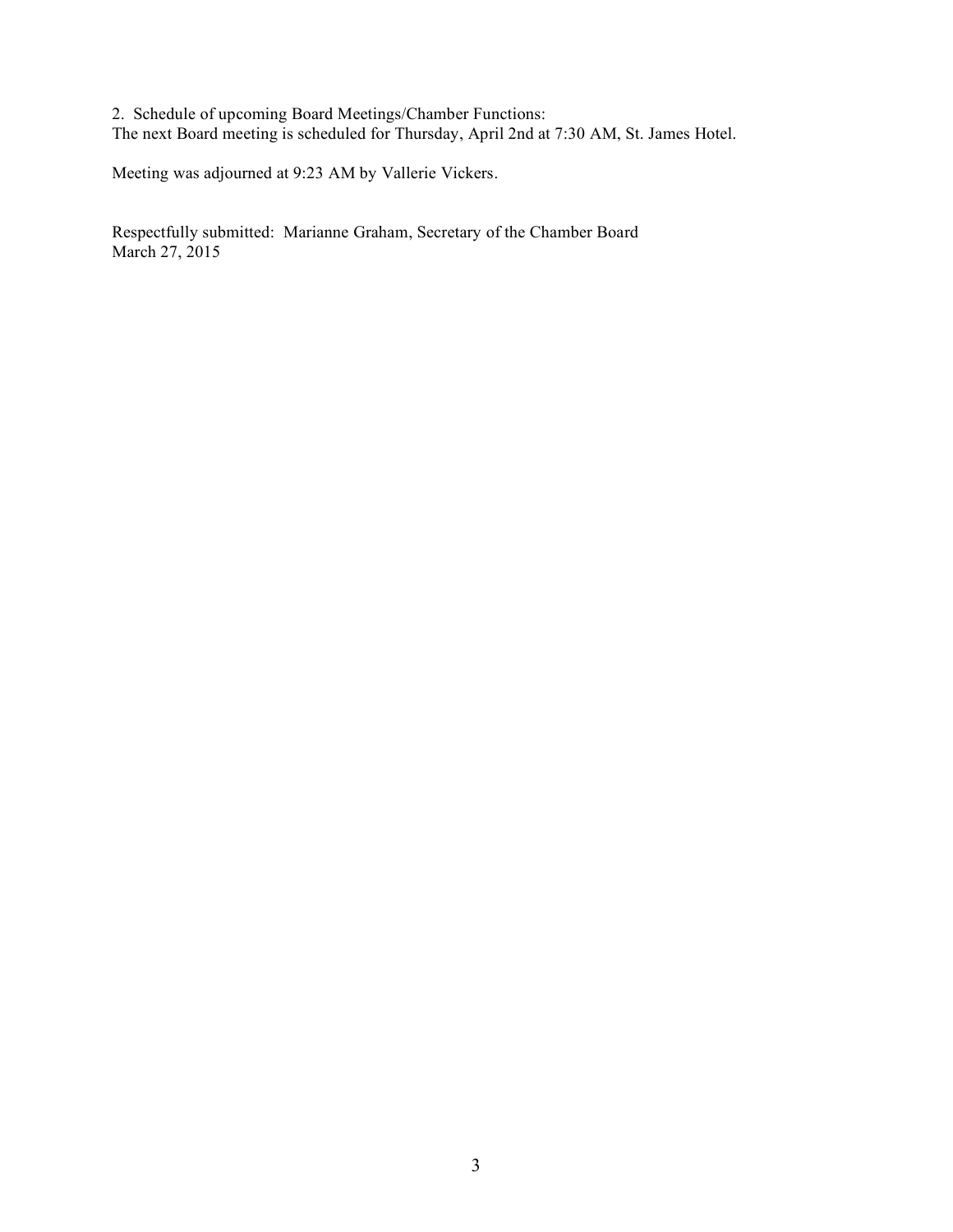2. Schedule of upcoming Board Meetings/Chamber Functions:
The next Board meeting is scheduled for Thursday, April 2nd at 7:30 AM, St. James Hotel.

Meeting was adjourned at 9:23 AM by Vallerie Vickers.

Respectfully submitted: Marianne Graham, Secretary of the Chamber Board
March 27, 2015